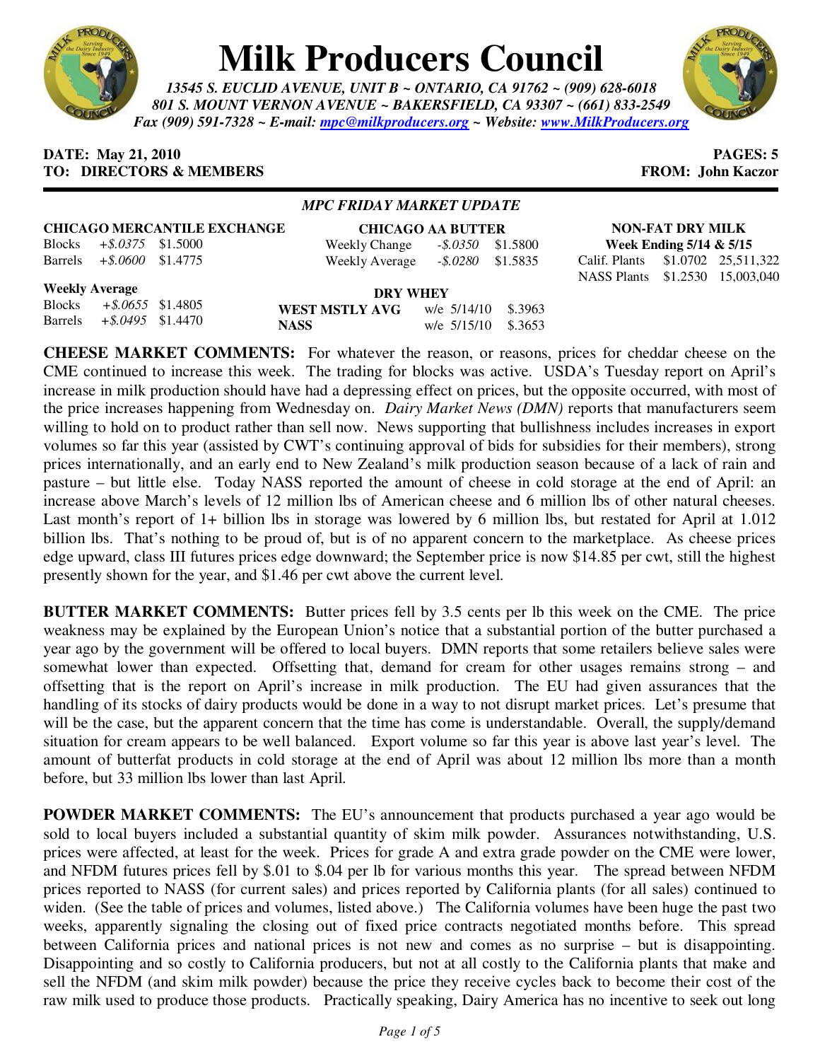# Milk Producers Council

*13545 S. EUCLID AVENUE, UNIT B ~ ONTARIO, CA 91762 ~ (909) 628-6018*
*801 S. MOUNT VERNON AVENUE ~ BAKERSFIELD, CA 93307 ~ (661) 833-2549*
*Fax (909) 591-7328 ~ E-mail: mpc@milkproducers.org ~ Website: www.MilkProducers.org*

**DATE: May 21, 2010** **PAGES: 5**
**TO: DIRECTORS & MEMBERS** **FROM: John Kaczor**

***MPC FRIDAY MARKET UPDATE***

**CHICAGO MERCANTILE EXCHANGE**

| | | |
|---|---|---|
| Blocks | *+$.0375* | $1.5000 |
| Barrels | *+$.0600* | $1.4775 |

**Weekly Average**

| | | |
|---|---|---|
| Blocks | *+$.0655* | $1.4805 |
| Barrels | *+$.0495* | $1.4470 |

**CHICAGO AA BUTTER**

| | | |
|---|---|---|
| Weekly Change | *-$.0350* | $1.5800 |
| Weekly Average | *-$.0280* | $1.5835 |

**DRY WHEY**

| | | |
|---|---|---|
| **WEST MSTLY AVG** | w/e 5/14/10 | $.3963 |
| **NASS** | w/e 5/15/10 | $.3653 |

**NON-FAT DRY MILK**
**Week Ending 5/14 & 5/15**

| | | |
|---|---|---|
| Calif. Plants | $1.0702 | 25,511,322 |
| NASS Plants | $1.2530 | 15,003,040 |

**CHEESE MARKET COMMENTS:** For whatever the reason, or reasons, prices for cheddar cheese on the CME continued to increase this week. The trading for blocks was active. USDA's Tuesday report on April's increase in milk production should have had a depressing effect on prices, but the opposite occurred, with most of the price increases happening from Wednesday on. *Dairy Market News (DMN)* reports that manufacturers seem willing to hold on to product rather than sell now. News supporting that bullishness includes increases in export volumes so far this year (assisted by CWT's continuing approval of bids for subsidies for their members), strong prices internationally, and an early end to New Zealand's milk production season because of a lack of rain and pasture – but little else. Today NASS reported the amount of cheese in cold storage at the end of April: an increase above March's levels of 12 million lbs of American cheese and 6 million lbs of other natural cheeses. Last month's report of 1+ billion lbs in storage was lowered by 6 million lbs, but restated for April at 1.012 billion lbs. That's nothing to be proud of, but is of no apparent concern to the marketplace. As cheese prices edge upward, class III futures prices edge downward; the September price is now $14.85 per cwt, still the highest presently shown for the year, and $1.46 per cwt above the current level.

**BUTTER MARKET COMMENTS:** Butter prices fell by 3.5 cents per lb this week on the CME. The price weakness may be explained by the European Union's notice that a substantial portion of the butter purchased a year ago by the government will be offered to local buyers. DMN reports that some retailers believe sales were somewhat lower than expected. Offsetting that, demand for cream for other usages remains strong – and offsetting that is the report on April's increase in milk production. The EU had given assurances that the handling of its stocks of dairy products would be done in a way to not disrupt market prices. Let's presume that will be the case, but the apparent concern that the time has come is understandable. Overall, the supply/demand situation for cream appears to be well balanced. Export volume so far this year is above last year's level. The amount of butterfat products in cold storage at the end of April was about 12 million lbs more than a month before, but 33 million lbs lower than last April.

**POWDER MARKET COMMENTS:** The EU's announcement that products purchased a year ago would be sold to local buyers included a substantial quantity of skim milk powder. Assurances notwithstanding, U.S. prices were affected, at least for the week. Prices for grade A and extra grade powder on the CME were lower, and NFDM futures prices fell by $.01 to $.04 per lb for various months this year. The spread between NFDM prices reported to NASS (for current sales) and prices reported by California plants (for all sales) continued to widen. (See the table of prices and volumes, listed above.) The California volumes have been huge the past two weeks, apparently signaling the closing out of fixed price contracts negotiated months before. This spread between California prices and national prices is not new and comes as no surprise – but is disappointing. Disappointing and so costly to California producers, but not at all costly to the California plants that make and sell the NFDM (and skim milk powder) because the price they receive cycles back to become their cost of the raw milk used to produce those products. Practically speaking, Dairy America has no incentive to seek out long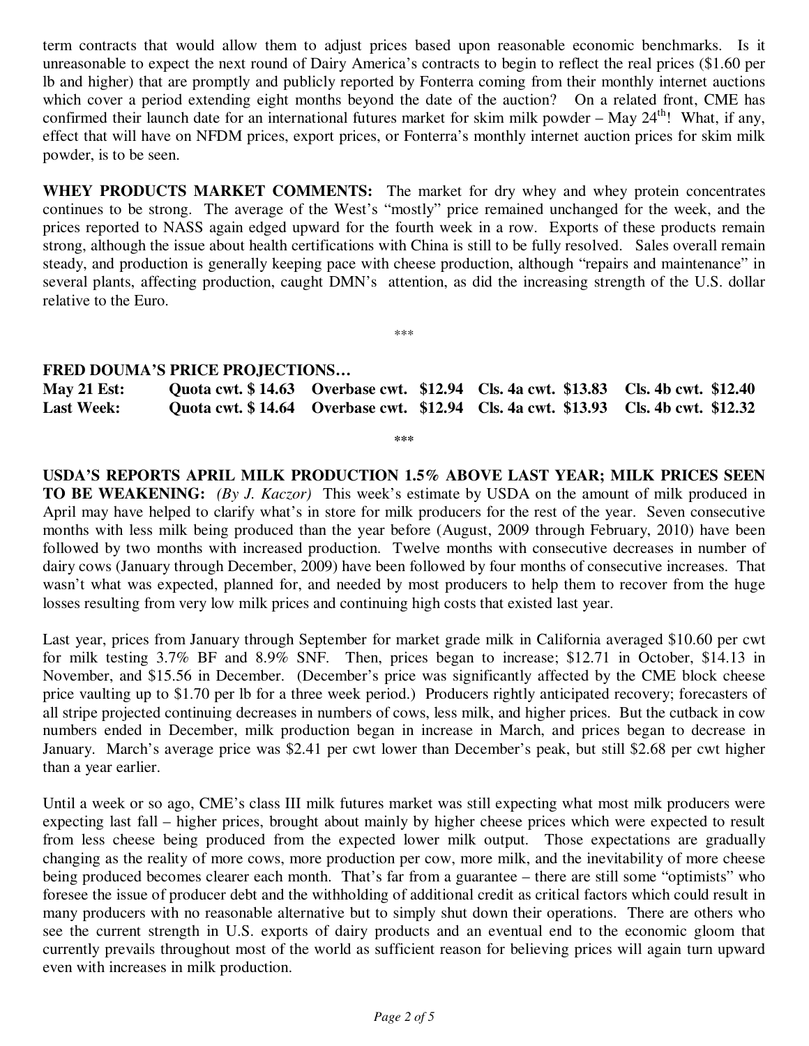term contracts that would allow them to adjust prices based upon reasonable economic benchmarks. Is it unreasonable to expect the next round of Dairy America's contracts to begin to reflect the real prices ($1.60 per lb and higher) that are promptly and publicly reported by Fonterra coming from their monthly internet auctions which cover a period extending eight months beyond the date of the auction? On a related front, CME has confirmed their launch date for an international futures market for skim milk powder – May 24th! What, if any, effect that will have on NFDM prices, export prices, or Fonterra's monthly internet auction prices for skim milk powder, is to be seen.

**WHEY PRODUCTS MARKET COMMENTS:** The market for dry whey and whey protein concentrates continues to be strong. The average of the West's "mostly" price remained unchanged for the week, and the prices reported to NASS again edged upward for the fourth week in a row. Exports of these products remain strong, although the issue about health certifications with China is still to be fully resolved. Sales overall remain steady, and production is generally keeping pace with cheese production, although "repairs and maintenance" in several plants, affecting production, caught DMN's attention, as did the increasing strength of the U.S. dollar relative to the Euro.

***

**FRED DOUMA'S PRICE PROJECTIONS…**

| | | | | |
|---|---|---|---|---|
| **May 21 Est:** | **Quota cwt. $ 14.63** | **Overbase cwt. $12.94** | **Cls. 4a cwt. $13.83** | **Cls. 4b cwt. $12.40** |
| **Last Week:** | **Quota cwt. $ 14.64** | **Overbase cwt. $12.94** | **Cls. 4a cwt. $13.93** | **Cls. 4b cwt. $12.32** |

***

**USDA'S REPORTS APRIL MILK PRODUCTION 1.5% ABOVE LAST YEAR; MILK PRICES SEEN TO BE WEAKENING:** *(By J. Kaczor)* This week's estimate by USDA on the amount of milk produced in April may have helped to clarify what's in store for milk producers for the rest of the year. Seven consecutive months with less milk being produced than the year before (August, 2009 through February, 2010) have been followed by two months with increased production. Twelve months with consecutive decreases in number of dairy cows (January through December, 2009) have been followed by four months of consecutive increases. That wasn't what was expected, planned for, and needed by most producers to help them to recover from the huge losses resulting from very low milk prices and continuing high costs that existed last year.

Last year, prices from January through September for market grade milk in California averaged $10.60 per cwt for milk testing 3.7% BF and 8.9% SNF. Then, prices began to increase; $12.71 in October, $14.13 in November, and $15.56 in December. (December's price was significantly affected by the CME block cheese price vaulting up to $1.70 per lb for a three week period.) Producers rightly anticipated recovery; forecasters of all stripe projected continuing decreases in numbers of cows, less milk, and higher prices. But the cutback in cow numbers ended in December, milk production began in increase in March, and prices began to decrease in January. March's average price was $2.41 per cwt lower than December's peak, but still $2.68 per cwt higher than a year earlier.

Until a week or so ago, CME's class III milk futures market was still expecting what most milk producers were expecting last fall – higher prices, brought about mainly by higher cheese prices which were expected to result from less cheese being produced from the expected lower milk output. Those expectations are gradually changing as the reality of more cows, more production per cow, more milk, and the inevitability of more cheese being produced becomes clearer each month. That's far from a guarantee – there are still some "optimists" who foresee the issue of producer debt and the withholding of additional credit as critical factors which could result in many producers with no reasonable alternative but to simply shut down their operations. There are others who see the current strength in U.S. exports of dairy products and an eventual end to the economic gloom that currently prevails throughout most of the world as sufficient reason for believing prices will again turn upward even with increases in milk production.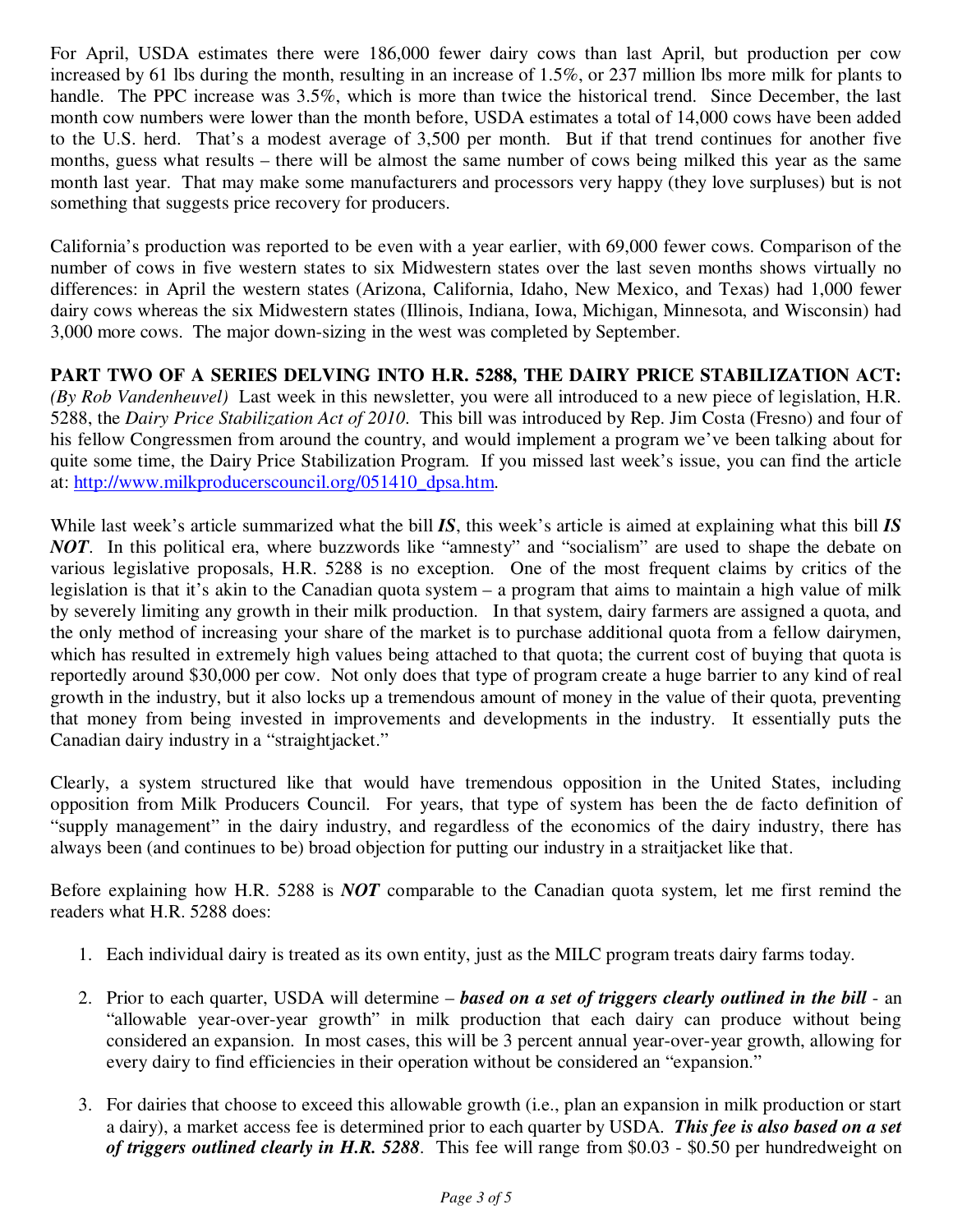For April, USDA estimates there were 186,000 fewer dairy cows than last April, but production per cow increased by 61 lbs during the month, resulting in an increase of 1.5%, or 237 million lbs more milk for plants to handle. The PPC increase was 3.5%, which is more than twice the historical trend. Since December, the last month cow numbers were lower than the month before, USDA estimates a total of 14,000 cows have been added to the U.S. herd. That's a modest average of 3,500 per month. But if that trend continues for another five months, guess what results – there will be almost the same number of cows being milked this year as the same month last year. That may make some manufacturers and processors very happy (they love surpluses) but is not something that suggests price recovery for producers.

California's production was reported to be even with a year earlier, with 69,000 fewer cows. Comparison of the number of cows in five western states to six Midwestern states over the last seven months shows virtually no differences: in April the western states (Arizona, California, Idaho, New Mexico, and Texas) had 1,000 fewer dairy cows whereas the six Midwestern states (Illinois, Indiana, Iowa, Michigan, Minnesota, and Wisconsin) had 3,000 more cows. The major down-sizing in the west was completed by September.

**PART TWO OF A SERIES DELVING INTO H.R. 5288, THE DAIRY PRICE STABILIZATION ACT:** *(By Rob Vandenheuvel)* Last week in this newsletter, you were all introduced to a new piece of legislation, H.R. 5288, the *Dairy Price Stabilization Act of 2010*. This bill was introduced by Rep. Jim Costa (Fresno) and four of his fellow Congressmen from around the country, and would implement a program we've been talking about for quite some time, the Dairy Price Stabilization Program. If you missed last week's issue, you can find the article at: http://www.milkproducerscouncil.org/051410_dpsa.htm.

While last week's article summarized what the bill ***IS***, this week's article is aimed at explaining what this bill ***IS NOT***. In this political era, where buzzwords like "amnesty" and "socialism" are used to shape the debate on various legislative proposals, H.R. 5288 is no exception. One of the most frequent claims by critics of the legislation is that it's akin to the Canadian quota system – a program that aims to maintain a high value of milk by severely limiting any growth in their milk production. In that system, dairy farmers are assigned a quota, and the only method of increasing your share of the market is to purchase additional quota from a fellow dairymen, which has resulted in extremely high values being attached to that quota; the current cost of buying that quota is reportedly around $30,000 per cow. Not only does that type of program create a huge barrier to any kind of real growth in the industry, but it also locks up a tremendous amount of money in the value of their quota, preventing that money from being invested in improvements and developments in the industry. It essentially puts the Canadian dairy industry in a "straightjacket."

Clearly, a system structured like that would have tremendous opposition in the United States, including opposition from Milk Producers Council. For years, that type of system has been the de facto definition of "supply management" in the dairy industry, and regardless of the economics of the dairy industry, there has always been (and continues to be) broad objection for putting our industry in a straitjacket like that.

Before explaining how H.R. 5288 is ***NOT*** comparable to the Canadian quota system, let me first remind the readers what H.R. 5288 does:

1. Each individual dairy is treated as its own entity, just as the MILC program treats dairy farms today.

2. Prior to each quarter, USDA will determine – ***based on a set of triggers clearly outlined in the bill*** - an "allowable year-over-year growth" in milk production that each dairy can produce without being considered an expansion. In most cases, this will be 3 percent annual year-over-year growth, allowing for every dairy to find efficiencies in their operation without be considered an "expansion."

3. For dairies that choose to exceed this allowable growth (i.e., plan an expansion in milk production or start a dairy), a market access fee is determined prior to each quarter by USDA. ***This fee is also based on a set of triggers outlined clearly in H.R. 5288***. This fee will range from $0.03 - $0.50 per hundredweight on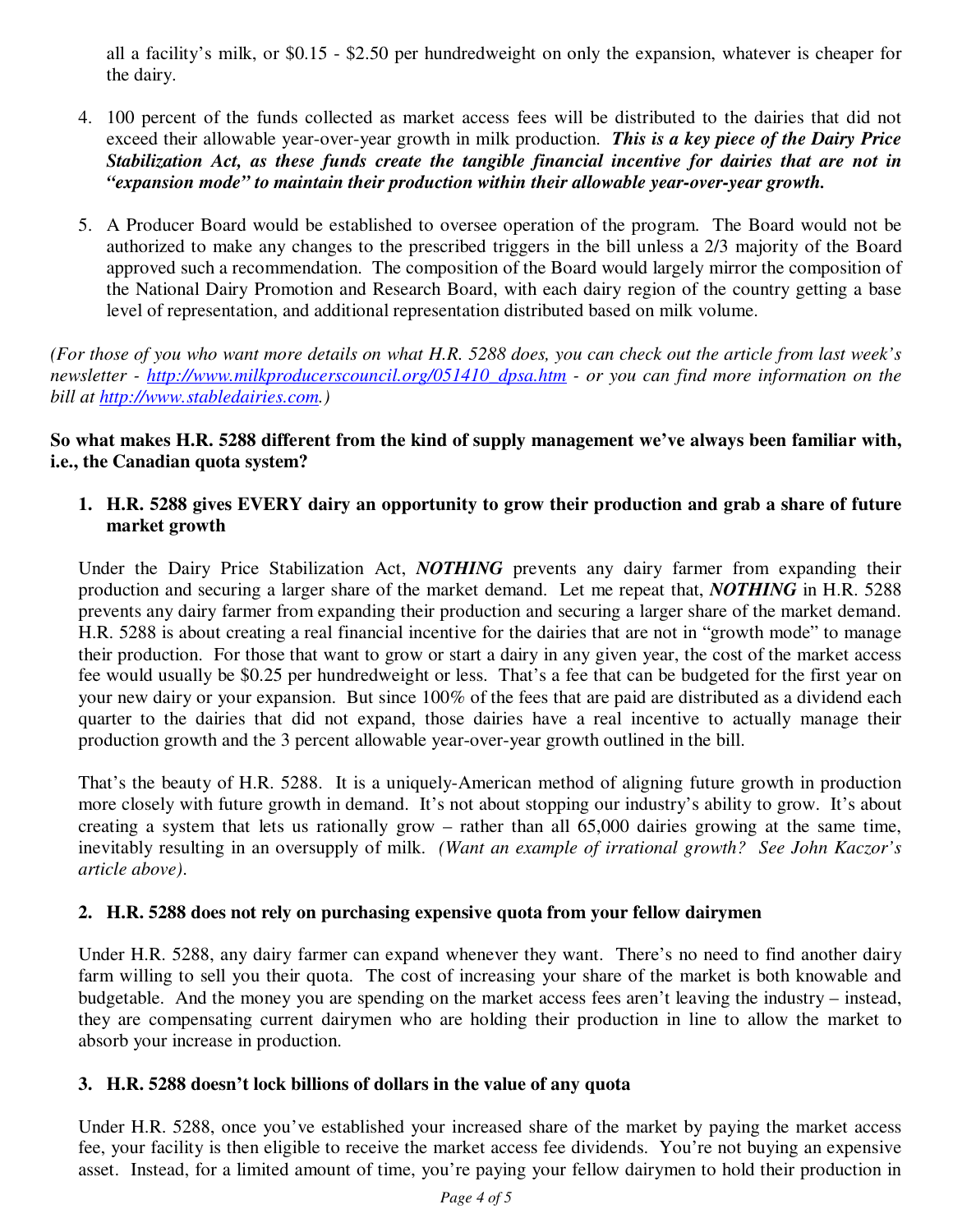all a facility's milk, or $0.15 - $2.50 per hundredweight on only the expansion, whatever is cheaper for the dairy.

4. 100 percent of the funds collected as market access fees will be distributed to the dairies that did not exceed their allowable year-over-year growth in milk production. ***This is a key piece of the Dairy Price Stabilization Act, as these funds create the tangible financial incentive for dairies that are not in "expansion mode" to maintain their production within their allowable year-over-year growth.***

5. A Producer Board would be established to oversee operation of the program. The Board would not be authorized to make any changes to the prescribed triggers in the bill unless a 2/3 majority of the Board approved such a recommendation. The composition of the Board would largely mirror the composition of the National Dairy Promotion and Research Board, with each dairy region of the country getting a base level of representation, and additional representation distributed based on milk volume.

*(For those of you who want more details on what H.R. 5288 does, you can check out the article from last week's newsletter - [http://www.milkproducerscouncil.org/051410_dpsa.htm](http://www.milkproducerscouncil.org/051410_dpsa.htm) - or you can find more information on the bill at [http://www.stabledairies.com](http://www.stabledairies.com).)*

**So what makes H.R. 5288 different from the kind of supply management we've always been familiar with, i.e., the Canadian quota system?**

**1. H.R. 5288 gives EVERY dairy an opportunity to grow their production and grab a share of future market growth**

Under the Dairy Price Stabilization Act, ***NOTHING*** prevents any dairy farmer from expanding their production and securing a larger share of the market demand. Let me repeat that, ***NOTHING*** in H.R. 5288 prevents any dairy farmer from expanding their production and securing a larger share of the market demand. H.R. 5288 is about creating a real financial incentive for the dairies that are not in "growth mode" to manage their production. For those that want to grow or start a dairy in any given year, the cost of the market access fee would usually be $0.25 per hundredweight or less. That's a fee that can be budgeted for the first year on your new dairy or your expansion. But since 100% of the fees that are paid are distributed as a dividend each quarter to the dairies that did not expand, those dairies have a real incentive to actually manage their production growth and the 3 percent allowable year-over-year growth outlined in the bill.

That's the beauty of H.R. 5288. It is a uniquely-American method of aligning future growth in production more closely with future growth in demand. It's not about stopping our industry's ability to grow. It's about creating a system that lets us rationally grow – rather than all 65,000 dairies growing at the same time, inevitably resulting in an oversupply of milk. *(Want an example of irrational growth? See John Kaczor's article above).*

**2. H.R. 5288 does not rely on purchasing expensive quota from your fellow dairymen**

Under H.R. 5288, any dairy farmer can expand whenever they want. There's no need to find another dairy farm willing to sell you their quota. The cost of increasing your share of the market is both knowable and budgetable. And the money you are spending on the market access fees aren't leaving the industry – instead, they are compensating current dairymen who are holding their production in line to allow the market to absorb your increase in production.

**3. H.R. 5288 doesn't lock billions of dollars in the value of any quota**

Under H.R. 5288, once you've established your increased share of the market by paying the market access fee, your facility is then eligible to receive the market access fee dividends. You're not buying an expensive asset. Instead, for a limited amount of time, you're paying your fellow dairymen to hold their production in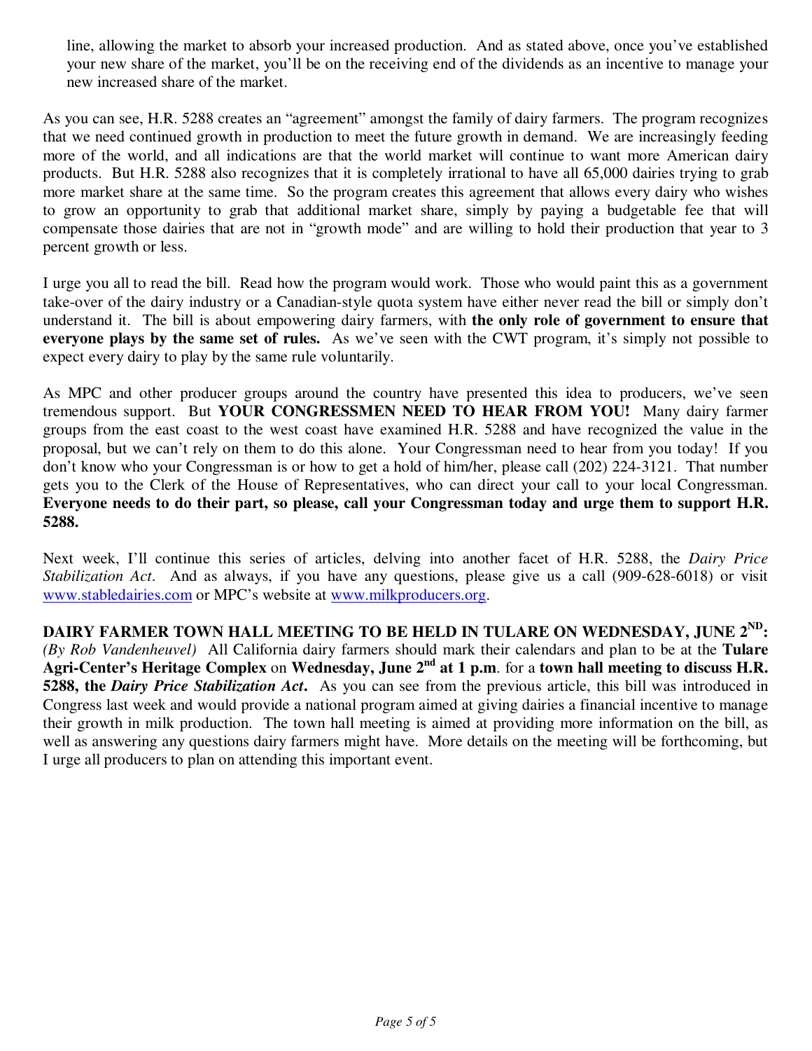line, allowing the market to absorb your increased production. And as stated above, once you've established your new share of the market, you'll be on the receiving end of the dividends as an incentive to manage your new increased share of the market.

As you can see, H.R. 5288 creates an "agreement" amongst the family of dairy farmers. The program recognizes that we need continued growth in production to meet the future growth in demand. We are increasingly feeding more of the world, and all indications are that the world market will continue to want more American dairy products. But H.R. 5288 also recognizes that it is completely irrational to have all 65,000 dairies trying to grab more market share at the same time. So the program creates this agreement that allows every dairy who wishes to grow an opportunity to grab that additional market share, simply by paying a budgetable fee that will compensate those dairies that are not in "growth mode" and are willing to hold their production that year to 3 percent growth or less.

I urge you all to read the bill. Read how the program would work. Those who would paint this as a government take-over of the dairy industry or a Canadian-style quota system have either never read the bill or simply don't understand it. The bill is about empowering dairy farmers, with **the only role of government to ensure that everyone plays by the same set of rules.** As we've seen with the CWT program, it's simply not possible to expect every dairy to play by the same rule voluntarily.

As MPC and other producer groups around the country have presented this idea to producers, we've seen tremendous support. But **YOUR CONGRESSMEN NEED TO HEAR FROM YOU!** Many dairy farmer groups from the east coast to the west coast have examined H.R. 5288 and have recognized the value in the proposal, but we can't rely on them to do this alone. Your Congressman need to hear from you today! If you don't know who your Congressman is or how to get a hold of him/her, please call (202) 224-3121. That number gets you to the Clerk of the House of Representatives, who can direct your call to your local Congressman. **Everyone needs to do their part, so please, call your Congressman today and urge them to support H.R. 5288.**

Next week, I'll continue this series of articles, delving into another facet of H.R. 5288, the *Dairy Price Stabilization Act*. And as always, if you have any questions, please give us a call (909-628-6018) or visit www.stabledairies.com or MPC's website at www.milkproducers.org.

**DAIRY FARMER TOWN HALL MEETING TO BE HELD IN TULARE ON WEDNESDAY, JUNE 2ND:** *(By Rob Vandenheuvel)* All California dairy farmers should mark their calendars and plan to be at the **Tulare Agri-Center's Heritage Complex** on **Wednesday, June 2nd at 1 p.m**. for a **town hall meeting to discuss H.R. 5288, the *Dairy Price Stabilization Act*.** As you can see from the previous article, this bill was introduced in Congress last week and would provide a national program aimed at giving dairies a financial incentive to manage their growth in milk production. The town hall meeting is aimed at providing more information on the bill, as well as answering any questions dairy farmers might have. More details on the meeting will be forthcoming, but I urge all producers to plan on attending this important event.